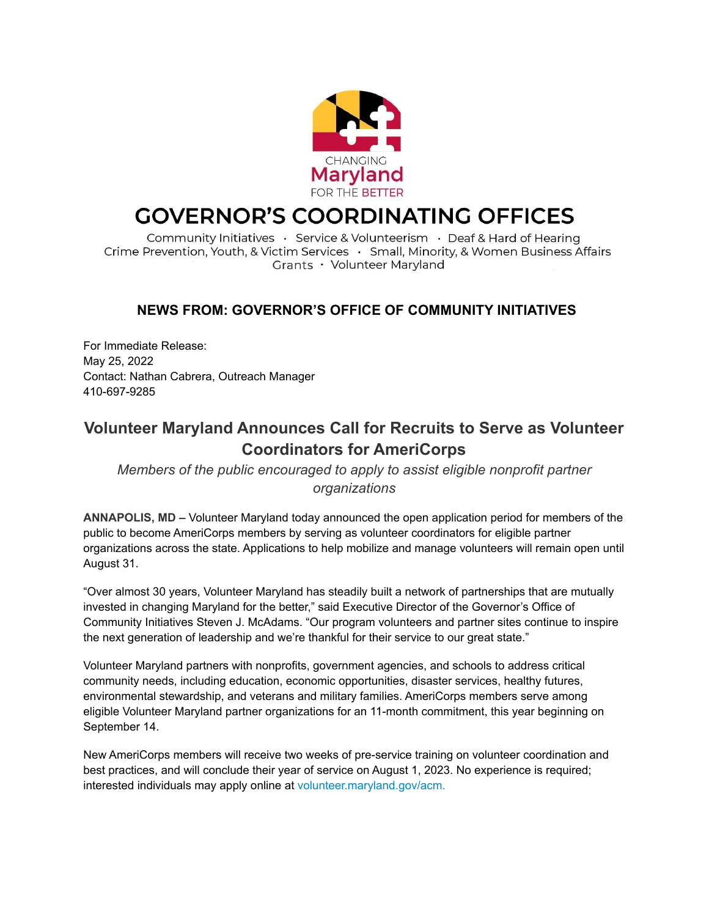CHANGING
Maryland
FOR THE BETTER

# GOVERNOR'S COORDINATING OFFICES

Community Initiatives · Service & Volunteerism · Deaf & Hard of Hearing
Crime Prevention, Youth, & Victim Services · Small, Minority, & Women Business Affairs
Grants · Volunteer Maryland

### NEWS FROM: GOVERNOR'S OFFICE OF COMMUNITY INITIATIVES

For Immediate Release:
May 25, 2022
Contact: Nathan Cabrera, Outreach Manager
410-697-9285

## Volunteer Maryland Announces Call for Recruits to Serve as Volunteer Coordinators for AmeriCorps

*Members of the public encouraged to apply to assist eligible nonprofit partner organizations*

**ANNAPOLIS, MD** – Volunteer Maryland today announced the open application period for members of the public to become AmeriCorps members by serving as volunteer coordinators for eligible partner organizations across the state. Applications to help mobilize and manage volunteers will remain open until August 31.

"Over almost 30 years, Volunteer Maryland has steadily built a network of partnerships that are mutually invested in changing Maryland for the better," said Executive Director of the Governor's Office of Community Initiatives Steven J. McAdams. "Our program volunteers and partner sites continue to inspire the next generation of leadership and we're thankful for their service to our great state."

Volunteer Maryland partners with nonprofits, government agencies, and schools to address critical community needs, including education, economic opportunities, disaster services, healthy futures, environmental stewardship, and veterans and military families. AmeriCorps members serve among eligible Volunteer Maryland partner organizations for an 11-month commitment, this year beginning on September 14.

New AmeriCorps members will receive two weeks of pre-service training on volunteer coordination and best practices, and will conclude their year of service on August 1, 2023. No experience is required; interested individuals may apply online at volunteer.maryland.gov/acm.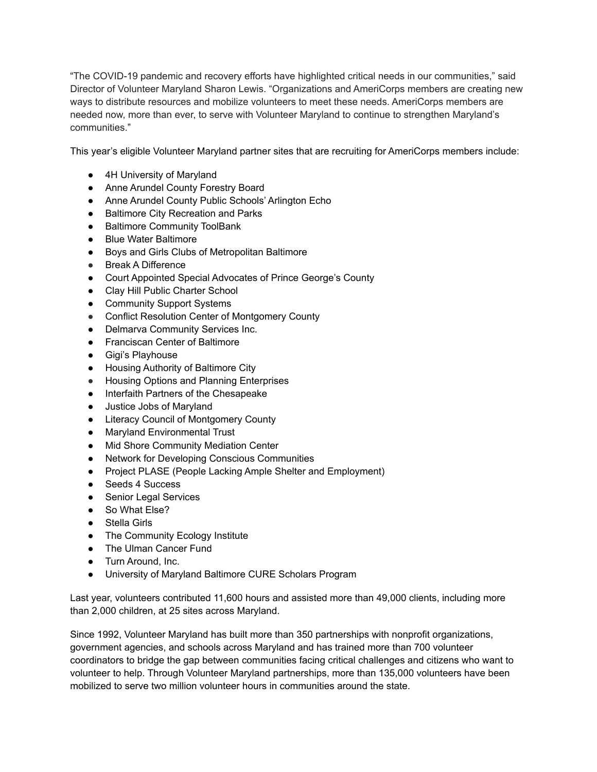“The COVID-19 pandemic and recovery efforts have highlighted critical needs in our communities,” said Director of Volunteer Maryland Sharon Lewis. “Organizations and AmeriCorps members are creating new ways to distribute resources and mobilize volunteers to meet these needs. AmeriCorps members are needed now, more than ever, to serve with Volunteer Maryland to continue to strengthen Maryland’s communities.”

This year’s eligible Volunteer Maryland partner sites that are recruiting for AmeriCorps members include:

- 4H University of Maryland
- Anne Arundel County Forestry Board
- Anne Arundel County Public Schools’ Arlington Echo
- Baltimore City Recreation and Parks
- Baltimore Community ToolBank
- Blue Water Baltimore
- Boys and Girls Clubs of Metropolitan Baltimore
- Break A Difference
- Court Appointed Special Advocates of Prince George’s County
- Clay Hill Public Charter School
- Community Support Systems
- Conflict Resolution Center of Montgomery County
- Delmarva Community Services Inc.
- Franciscan Center of Baltimore
- Gigi’s Playhouse
- Housing Authority of Baltimore City
- Housing Options and Planning Enterprises
- Interfaith Partners of the Chesapeake
- Justice Jobs of Maryland
- Literacy Council of Montgomery County
- Maryland Environmental Trust
- Mid Shore Community Mediation Center
- Network for Developing Conscious Communities
- Project PLASE (People Lacking Ample Shelter and Employment)
- Seeds 4 Success
- Senior Legal Services
- So What Else?
- Stella Girls
- The Community Ecology Institute
- The Ulman Cancer Fund
- Turn Around, Inc.
- University of Maryland Baltimore CURE Scholars Program

Last year, volunteers contributed 11,600 hours and assisted more than 49,000 clients, including more than 2,000 children, at 25 sites across Maryland.

Since 1992, Volunteer Maryland has built more than 350 partnerships with nonprofit organizations, government agencies, and schools across Maryland and has trained more than 700 volunteer coordinators to bridge the gap between communities facing critical challenges and citizens who want to volunteer to help. Through Volunteer Maryland partnerships, more than 135,000 volunteers have been mobilized to serve two million volunteer hours in communities around the state.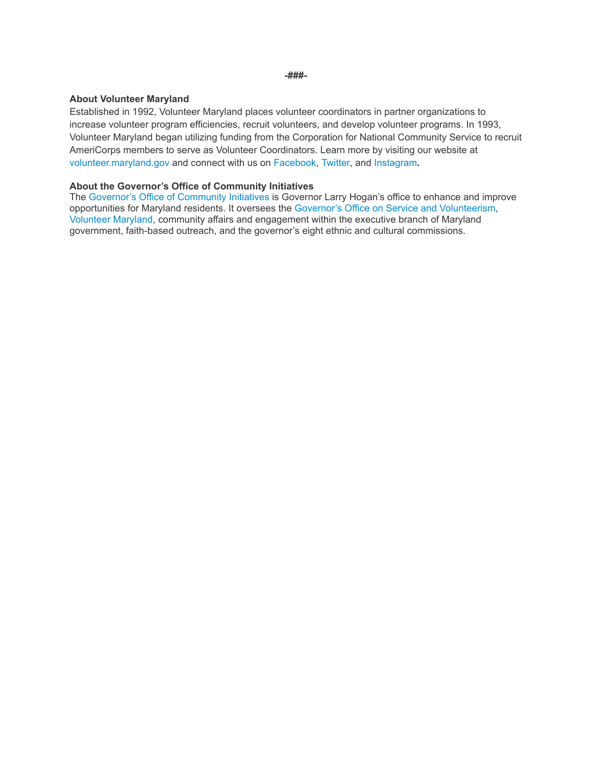-###-

**About Volunteer Maryland**

Established in 1992, Volunteer Maryland places volunteer coordinators in partner organizations to increase volunteer program efficiencies, recruit volunteers, and develop volunteer programs. In 1993, Volunteer Maryland began utilizing funding from the Corporation for National Community Service to recruit AmeriCorps members to serve as Volunteer Coordinators. Learn more by visiting our website at volunteer.maryland.gov and connect with us on Facebook, Twitter, and Instagram.

**About the Governor's Office of Community Initiatives**

The Governor's Office of Community Initiatives is Governor Larry Hogan's office to enhance and improve opportunities for Maryland residents. It oversees the Governor's Office on Service and Volunteerism, Volunteer Maryland, community affairs and engagement within the executive branch of Maryland government, faith-based outreach, and the governor's eight ethnic and cultural commissions.